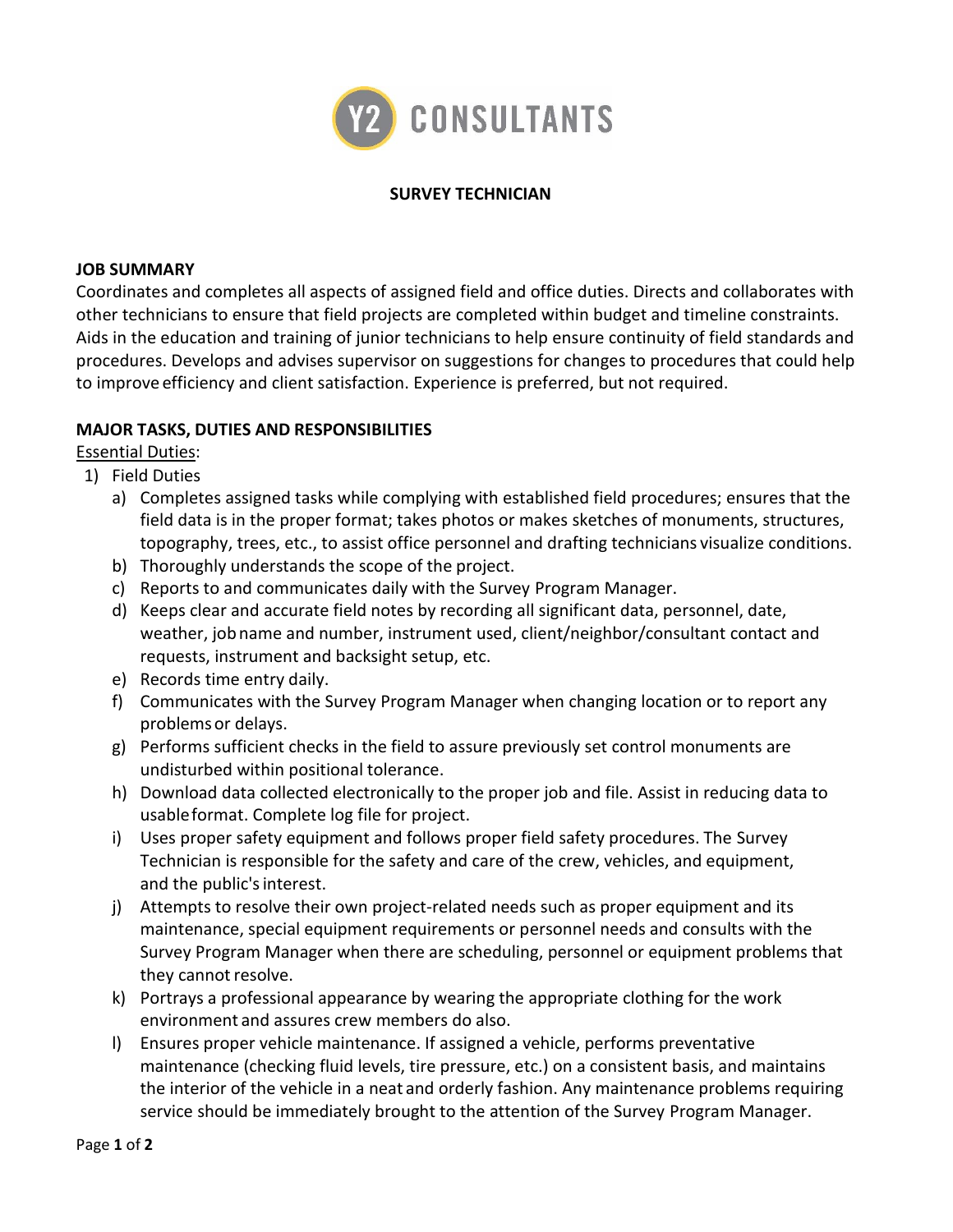Y2 CONSULTANTS

# SURVEY TECHNICIAN

## JOB SUMMARY

Coordinates and completes all aspects of assigned field and office duties. Directs and collaborates with other technicians to ensure that field projects are completed within budget and timeline constraints. Aids in the education and training of junior technicians to help ensure continuity of field standards and procedures. Develops and advises supervisor on suggestions for changes to procedures that could help to improve efficiency and client satisfaction. Experience is preferred, but not required.

## MAJOR TASKS, DUTIES AND RESPONSIBILITIES

Essential Duties:

1) Field Duties
   a) Completes assigned tasks while complying with established field procedures; ensures that the field data is in the proper format; takes photos or makes sketches of monuments, structures, topography, trees, etc., to assist office personnel and drafting technicians visualize conditions.
   b) Thoroughly understands the scope of the project.
   c) Reports to and communicates daily with the Survey Program Manager.
   d) Keeps clear and accurate field notes by recording all significant data, personnel, date, weather, job name and number, instrument used, client/neighbor/consultant contact and requests, instrument and backsight setup, etc.
   e) Records time entry daily.
   f) Communicates with the Survey Program Manager when changing location or to report any problems or delays.
   g) Performs sufficient checks in the field to assure previously set control monuments are undisturbed within positional tolerance.
   h) Download data collected electronically to the proper job and file. Assist in reducing data to usable format. Complete log file for project.
   i) Uses proper safety equipment and follows proper field safety procedures. The Survey Technician is responsible for the safety and care of the crew, vehicles, and equipment, and the public's interest.
   j) Attempts to resolve their own project-related needs such as proper equipment and its maintenance, special equipment requirements or personnel needs and consults with the Survey Program Manager when there are scheduling, personnel or equipment problems that they cannot resolve.
   k) Portrays a professional appearance by wearing the appropriate clothing for the work environment and assures crew members do also.
   l) Ensures proper vehicle maintenance. If assigned a vehicle, performs preventative maintenance (checking fluid levels, tire pressure, etc.) on a consistent basis, and maintains the interior of the vehicle in a neat and orderly fashion. Any maintenance problems requiring service should be immediately brought to the attention of the Survey Program Manager.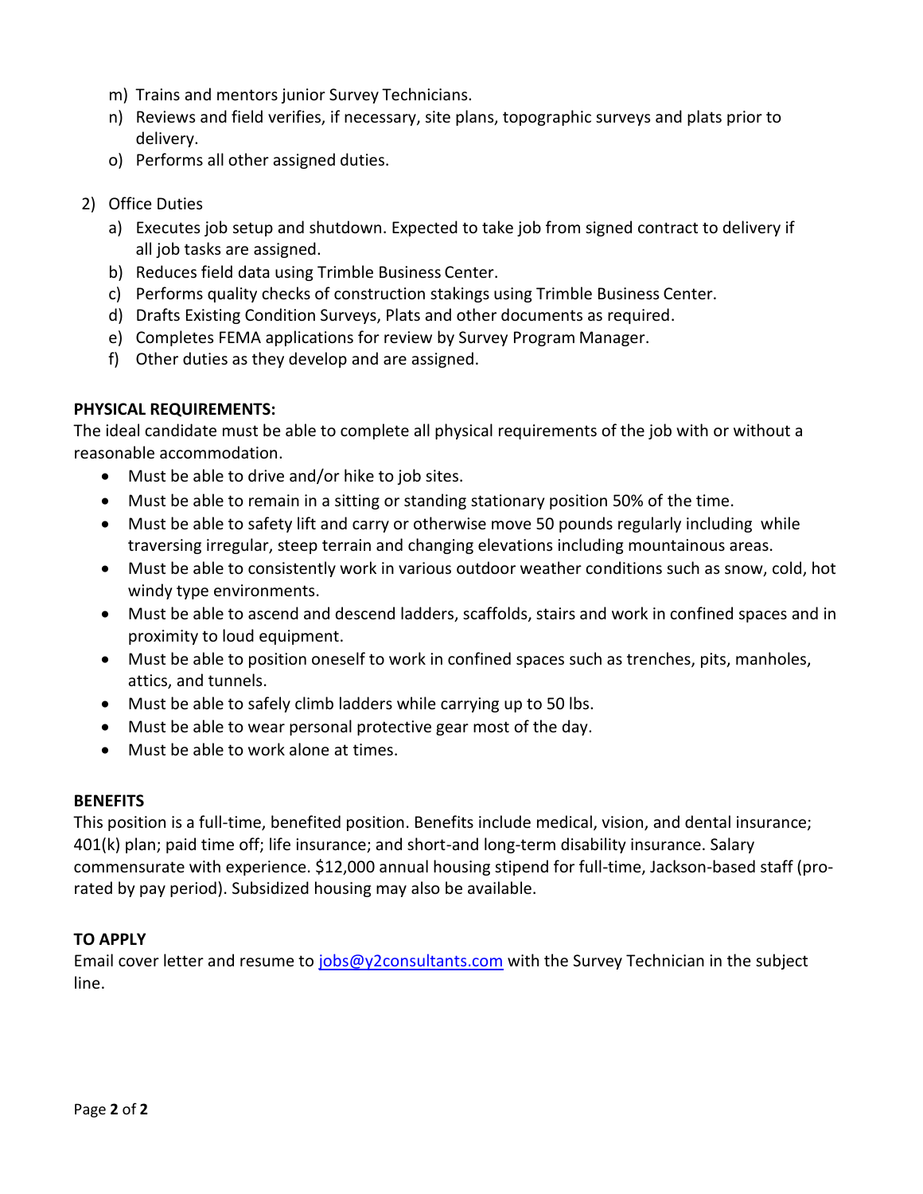m) Trains and mentors junior Survey Technicians.
n) Reviews and field verifies, if necessary, site plans, topographic surveys and plats prior to delivery.
o) Performs all other assigned duties.

2) Office Duties
   a) Executes job setup and shutdown. Expected to take job from signed contract to delivery if all job tasks are assigned.
   b) Reduces field data using Trimble Business Center.
   c) Performs quality checks of construction stakings using Trimble Business Center.
   d) Drafts Existing Condition Surveys, Plats and other documents as required.
   e) Completes FEMA applications for review by Survey Program Manager.
   f) Other duties as they develop and are assigned.

**PHYSICAL REQUIREMENTS:**

The ideal candidate must be able to complete all physical requirements of the job with or without a reasonable accommodation.

- Must be able to drive and/or hike to job sites.
- Must be able to remain in a sitting or standing stationary position 50% of the time.
- Must be able to safety lift and carry or otherwise move 50 pounds regularly including while traversing irregular, steep terrain and changing elevations including mountainous areas.
- Must be able to consistently work in various outdoor weather conditions such as snow, cold, hot windy type environments.
- Must be able to ascend and descend ladders, scaffolds, stairs and work in confined spaces and in proximity to loud equipment.
- Must be able to position oneself to work in confined spaces such as trenches, pits, manholes, attics, and tunnels.
- Must be able to safely climb ladders while carrying up to 50 lbs.
- Must be able to wear personal protective gear most of the day.
- Must be able to work alone at times.

**BENEFITS**

This position is a full-time, benefited position. Benefits include medical, vision, and dental insurance; 401(k) plan; paid time off; life insurance; and short-and long-term disability insurance. Salary commensurate with experience. $12,000 annual housing stipend for full-time, Jackson-based staff (pro-rated by pay period). Subsidized housing may also be available.

**TO APPLY**

Email cover letter and resume to [jobs@y2consultants.com](mailto:jobs@y2consultants.com) with the Survey Technician in the subject line.